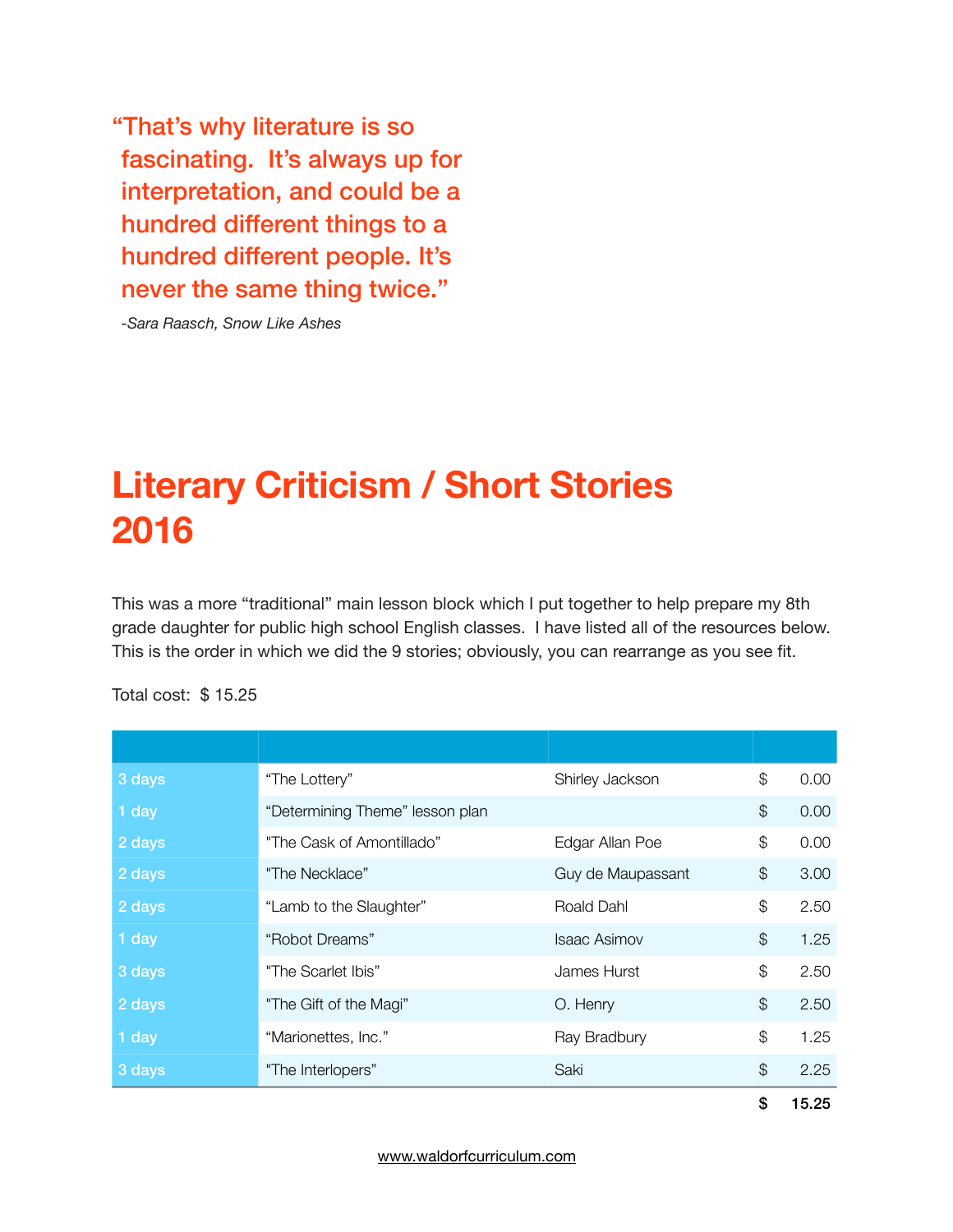> **"That's why literature is so fascinating. It's always up for interpretation, and could be a hundred different things to a hundred different people. It's never the same thing twice."**
>
> *-Sara Raasch, Snow Like Ashes*

# Literary Criticism / Short Stories 2016

This was a more "traditional" main lesson block which I put together to help prepare my 8th grade daughter for public high school English classes. I have listed all of the resources below. This is the order in which we did the 9 stories; obviously, you can rearrange as you see fit.

Total cost: $ 15.25

| | | | |
|---|---|---|---|
| 3 days | "The Lottery" | Shirley Jackson | $ 0.00 |
| 1 day | "Determining Theme" lesson plan | | $ 0.00 |
| 2 days | "The Cask of Amontillado" | Edgar Allan Poe | $ 0.00 |
| 2 days | "The Necklace" | Guy de Maupassant | $ 3.00 |
| 2 days | "Lamb to the Slaughter" | Roald Dahl | $ 2.50 |
| 1 day | "Robot Dreams" | Isaac Asimov | $ 1.25 |
| 3 days | "The Scarlet Ibis" | James Hurst | $ 2.50 |
| 2 days | "The Gift of the Magi" | O. Henry | $ 2.50 |
| 1 day | "Marionettes, Inc." | Ray Bradbury | $ 1.25 |
| 3 days | "The Interlopers" | Saki | $ 2.25 |
| | | | **$ 15.25** |

www.waldorfcurriculum.com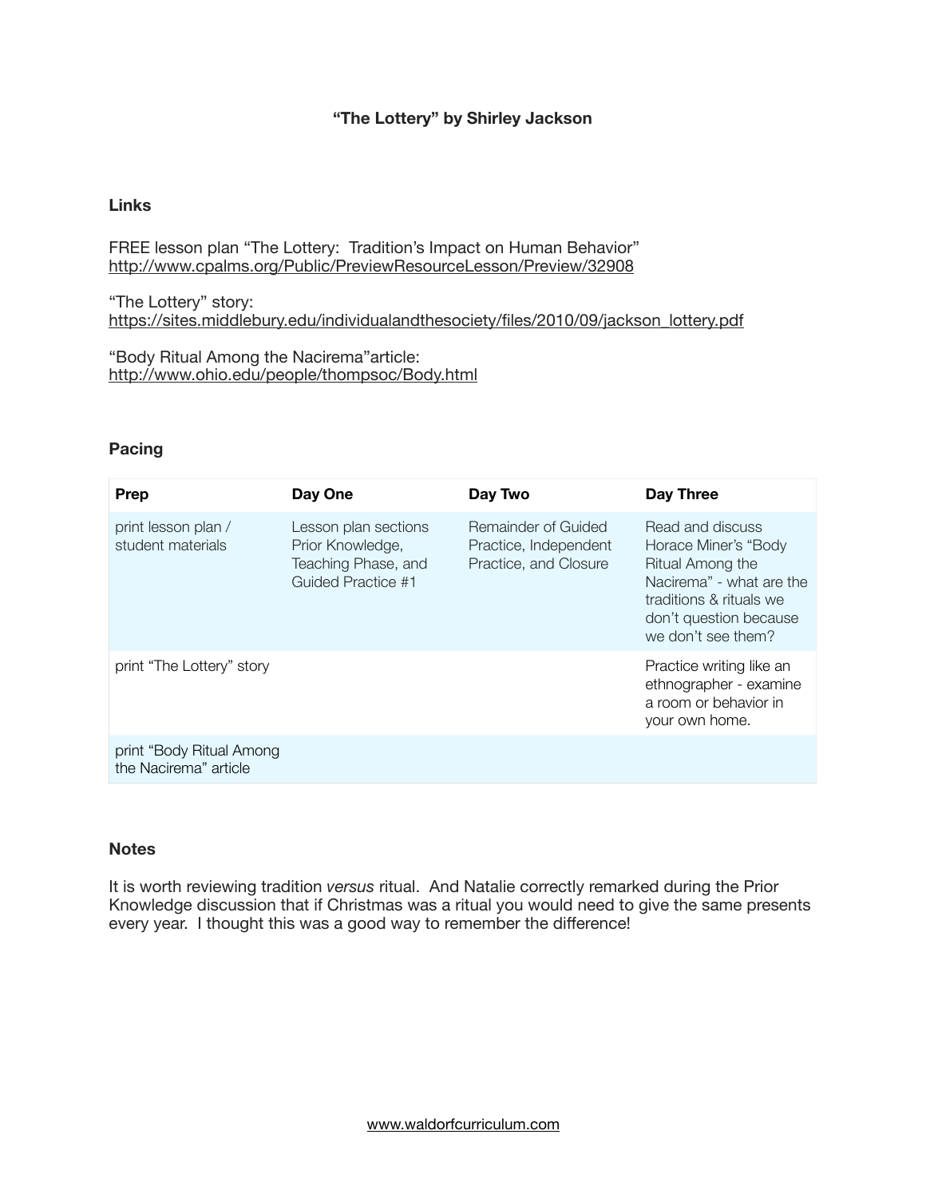# "The Lottery" by Shirley Jackson

## Links

FREE lesson plan "The Lottery: Tradition's Impact on Human Behavior"
http://www.cpalms.org/Public/PreviewResourceLesson/Preview/32908

"The Lottery" story:
https://sites.middlebury.edu/individualandthesociety/files/2010/09/jackson_lottery.pdf

"Body Ritual Among the Nacirema"article:
http://www.ohio.edu/people/thompsoc/Body.html

## Pacing

| Prep | Day One | Day Two | Day Three |
|---|---|---|---|
| print lesson plan / student materials | Lesson plan sections Prior Knowledge, Teaching Phase, and Guided Practice #1 | Remainder of Guided Practice, Independent Practice, and Closure | Read and discuss Horace Miner's "Body Ritual Among the Nacirema" - what are the traditions & rituals we don't question because we don't see them? |
| print "The Lottery" story | | | Practice writing like an ethnographer - examine a room or behavior in your own home. |
| print "Body Ritual Among the Nacirema" article | | | |

## Notes

It is worth reviewing tradition *versus* ritual. And Natalie correctly remarked during the Prior Knowledge discussion that if Christmas was a ritual you would need to give the same presents every year. I thought this was a good way to remember the difference!

www.waldorfcurriculum.com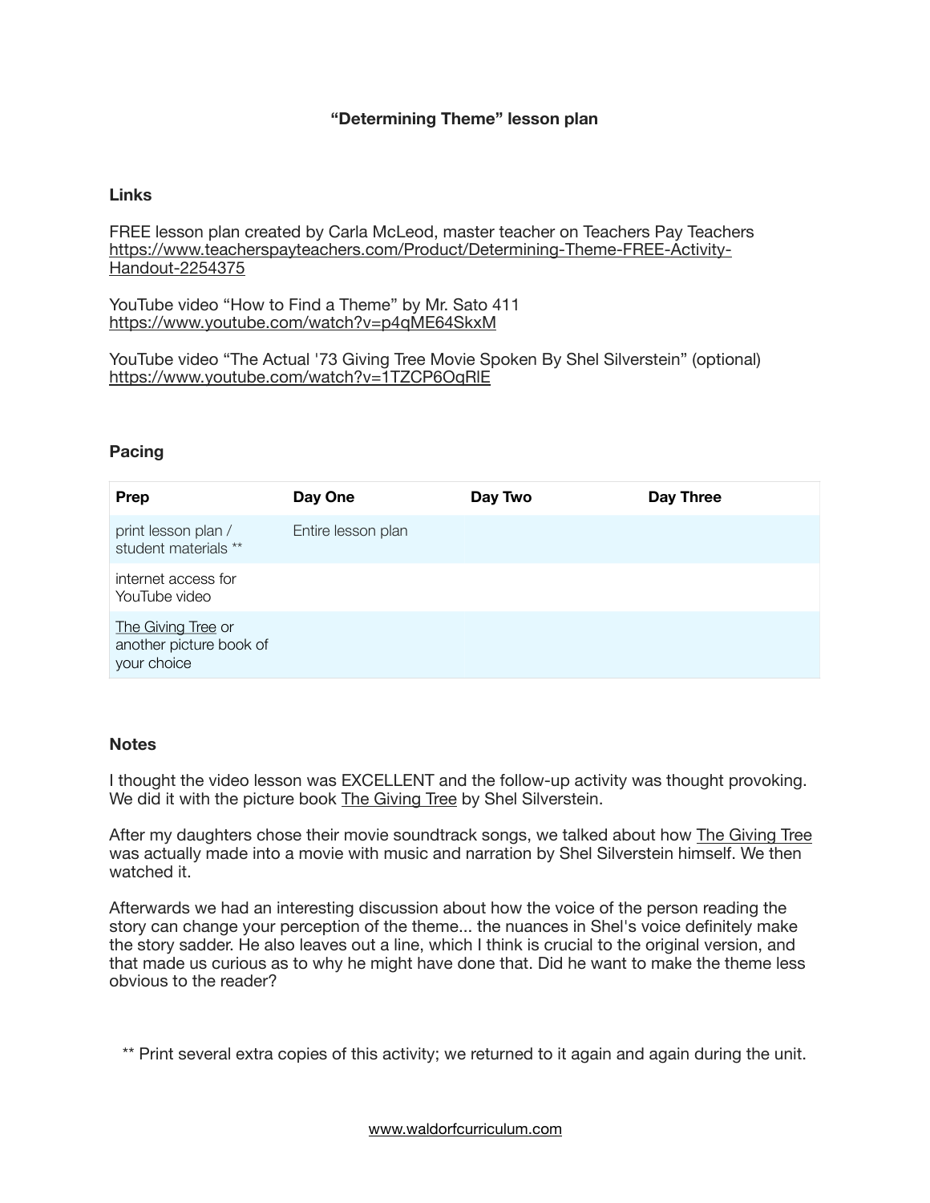# "Determining Theme" lesson plan

## Links

FREE lesson plan created by Carla McLeod, master teacher on Teachers Pay Teachers
https://www.teacherspayteachers.com/Product/Determining-Theme-FREE-Activity-Handout-2254375

YouTube video "How to Find a Theme" by Mr. Sato 411
https://www.youtube.com/watch?v=p4qME64SkxM

YouTube video "The Actual '73 Giving Tree Movie Spoken By Shel Silverstein" (optional)
https://www.youtube.com/watch?v=1TZCP6OqRlE

## Pacing

| Prep | Day One | Day Two | Day Three |
|---|---|---|---|
| print lesson plan / student materials ** | Entire lesson plan | | |
| internet access for YouTube video | | | |
| The Giving Tree or another picture book of your choice | | | |

## Notes

I thought the video lesson was EXCELLENT and the follow-up activity was thought provoking. We did it with the picture book The Giving Tree by Shel Silverstein.

After my daughters chose their movie soundtrack songs, we talked about how The Giving Tree was actually made into a movie with music and narration by Shel Silverstein himself. We then watched it.

Afterwards we had an interesting discussion about how the voice of the person reading the story can change your perception of the theme... the nuances in Shel's voice definitely make the story sadder. He also leaves out a line, which I think is crucial to the original version, and that made us curious as to why he might have done that. Did he want to make the theme less obvious to the reader?

** Print several extra copies of this activity; we returned to it again and again during the unit.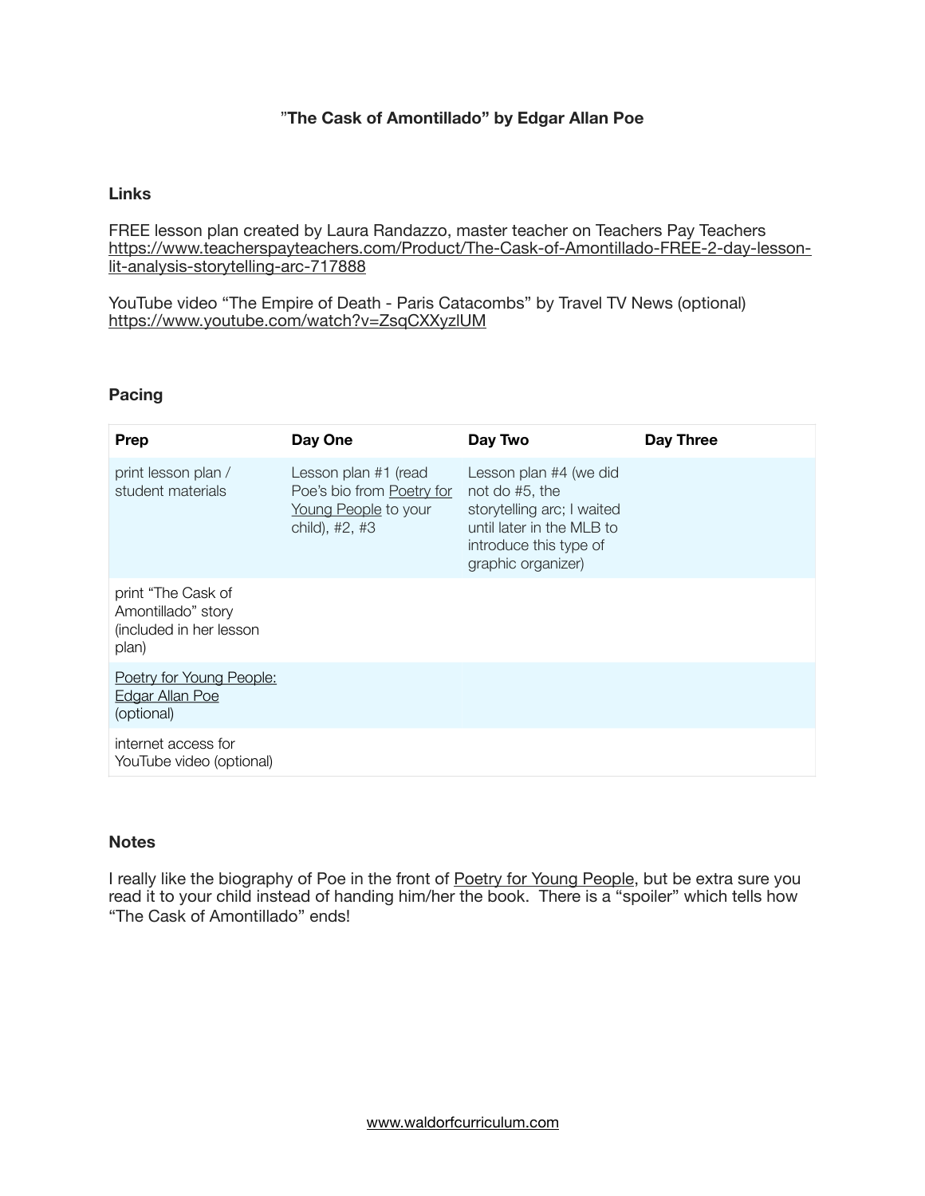# "The Cask of Amontillado" by Edgar Allan Poe

## Links

FREE lesson plan created by Laura Randazzo, master teacher on Teachers Pay Teachers
https://www.teacherspayteachers.com/Product/The-Cask-of-Amontillado-FREE-2-day-lesson-lit-analysis-storytelling-arc-717888

YouTube video "The Empire of Death - Paris Catacombs" by Travel TV News (optional)
https://www.youtube.com/watch?v=ZsqCXXyzlUM

## Pacing

| Prep | Day One | Day Two | Day Three |
| --- | --- | --- | --- |
| print lesson plan / student materials | Lesson plan #1 (read Poe's bio from Poetry for Young People to your child), #2, #3 | Lesson plan #4 (we did not do #5, the storytelling arc; I waited until later in the MLB to introduce this type of graphic organizer) | |
| print "The Cask of Amontillado" story (included in her lesson plan) | | | |
| Poetry for Young People: Edgar Allan Poe (optional) | | | |
| internet access for YouTube video (optional) | | | |

## Notes

I really like the biography of Poe in the front of Poetry for Young People, but be extra sure you read it to your child instead of handing him/her the book. There is a "spoiler" which tells how "The Cask of Amontillado" ends!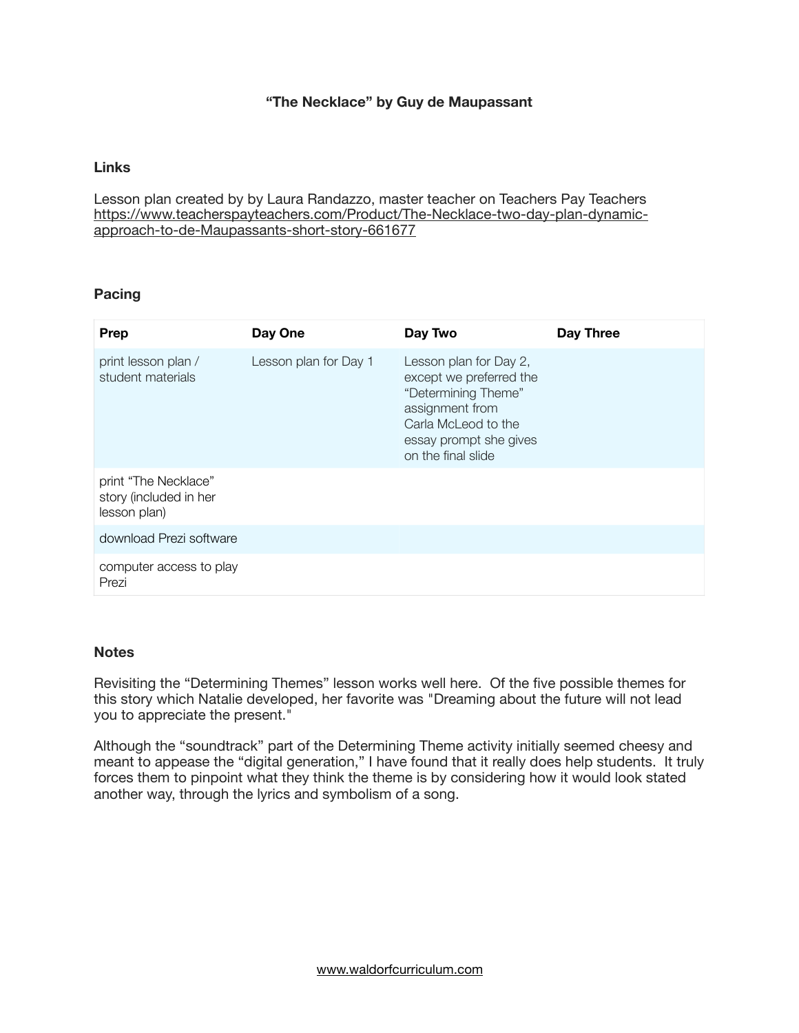# "The Necklace" by Guy de Maupassant

## Links

Lesson plan created by by Laura Randazzo, master teacher on Teachers Pay Teachers
https://www.teacherspayteachers.com/Product/The-Necklace-two-day-plan-dynamic-approach-to-de-Maupassants-short-story-661677

## Pacing

| Prep | Day One | Day Two | Day Three |
|---|---|---|---|
| print lesson plan / student materials | Lesson plan for Day 1 | Lesson plan for Day 2, except we preferred the "Determining Theme" assignment from Carla McLeod to the essay prompt she gives on the final slide | |
| print "The Necklace" story (included in her lesson plan) | | | |
| download Prezi software | | | |
| computer access to play Prezi | | | |

## Notes

Revisiting the "Determining Themes" lesson works well here. Of the five possible themes for this story which Natalie developed, her favorite was "Dreaming about the future will not lead you to appreciate the present."

Although the "soundtrack" part of the Determining Theme activity initially seemed cheesy and meant to appease the "digital generation," I have found that it really does help students. It truly forces them to pinpoint what they think the theme is by considering how it would look stated another way, through the lyrics and symbolism of a song.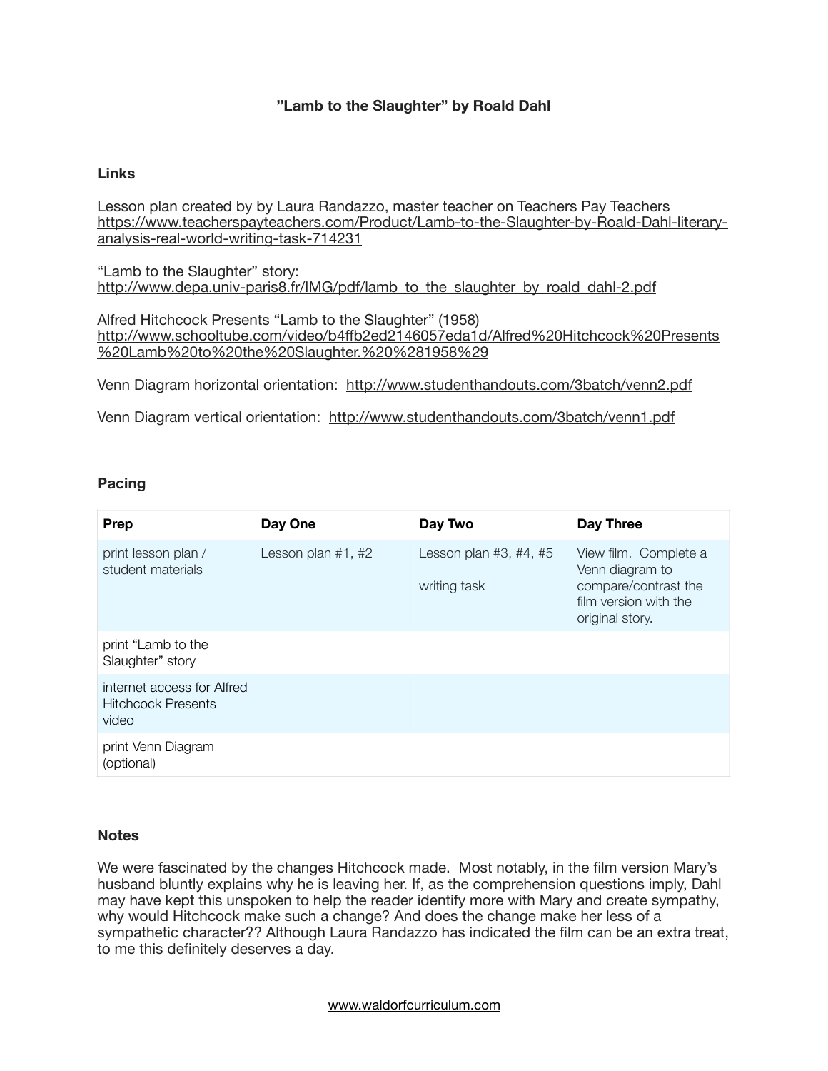# "Lamb to the Slaughter" by Roald Dahl

## Links

Lesson plan created by by Laura Randazzo, master teacher on Teachers Pay Teachers
https://www.teacherspayteachers.com/Product/Lamb-to-the-Slaughter-by-Roald-Dahl-literary-analysis-real-world-writing-task-714231

"Lamb to the Slaughter" story:
http://www.depa.univ-paris8.fr/IMG/pdf/lamb_to_the_slaughter_by_roald_dahl-2.pdf

Alfred Hitchcock Presents "Lamb to the Slaughter" (1958)
http://www.schooltube.com/video/b4ffb2ed2146057eda1d/Alfred%20Hitchcock%20Presents%20Lamb%20to%20the%20Slaughter.%20%281958%29

Venn Diagram horizontal orientation: http://www.studenthandouts.com/3batch/venn2.pdf

Venn Diagram vertical orientation: http://www.studenthandouts.com/3batch/venn1.pdf

## Pacing

| Prep | Day One | Day Two | Day Three |
| --- | --- | --- | --- |
| print lesson plan / student materials | Lesson plan #1, #2 | Lesson plan #3, #4, #5<br><br>writing task | View film. Complete a Venn diagram to compare/contrast the film version with the original story. |
| print "Lamb to the Slaughter" story | | | |
| internet access for Alfred Hitchcock Presents video | | | |
| print Venn Diagram (optional) | | | |

## Notes

We were fascinated by the changes Hitchcock made. Most notably, in the film version Mary's husband bluntly explains why he is leaving her. If, as the comprehension questions imply, Dahl may have kept this unspoken to help the reader identify more with Mary and create sympathy, why would Hitchcock make such a change? And does the change make her less of a sympathetic character?? Although Laura Randazzo has indicated the film can be an extra treat, to me this definitely deserves a day.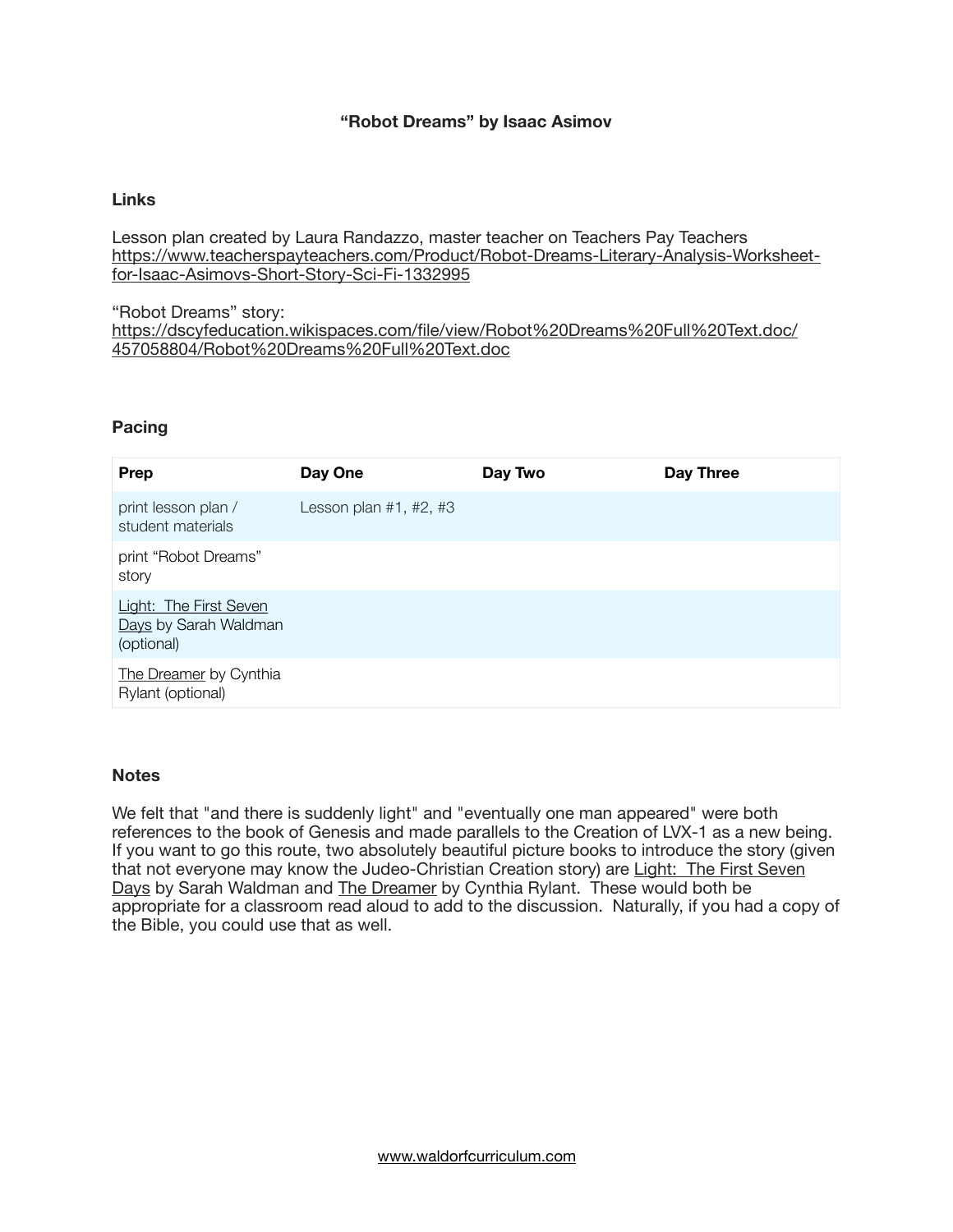# "Robot Dreams" by Isaac Asimov

## Links

Lesson plan created by Laura Randazzo, master teacher on Teachers Pay Teachers
https://www.teacherspayteachers.com/Product/Robot-Dreams-Literary-Analysis-Worksheet-for-Isaac-Asimovs-Short-Story-Sci-Fi-1332995

"Robot Dreams" story:
https://dscyfeducation.wikispaces.com/file/view/Robot%20Dreams%20Full%20Text.doc/457058804/Robot%20Dreams%20Full%20Text.doc

## Pacing

| Prep | Day One | Day Two | Day Three |
|---|---|---|---|
| print lesson plan / student materials | Lesson plan #1, #2, #3 | | |
| print "Robot Dreams" story | | | |
| Light: The First Seven Days by Sarah Waldman (optional) | | | |
| The Dreamer by Cynthia Rylant (optional) | | | |

## Notes

We felt that "and there is suddenly light" and "eventually one man appeared" were both references to the book of Genesis and made parallels to the Creation of LVX-1 as a new being. If you want to go this route, two absolutely beautiful picture books to introduce the story (given that not everyone may know the Judeo-Christian Creation story) are Light: The First Seven Days by Sarah Waldman and The Dreamer by Cynthia Rylant. These would both be appropriate for a classroom read aloud to add to the discussion. Naturally, if you had a copy of the Bible, you could use that as well.

www.waldorfcurriculum.com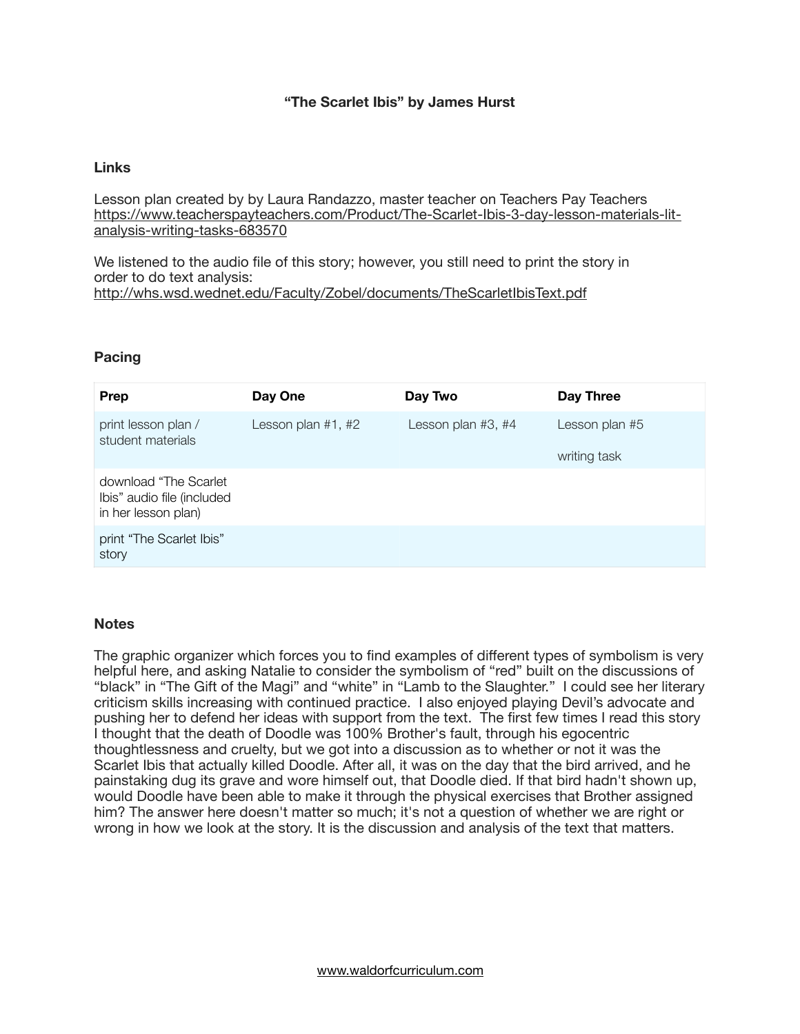# "The Scarlet Ibis" by James Hurst

## Links

Lesson plan created by by Laura Randazzo, master teacher on Teachers Pay Teachers
https://www.teacherspayteachers.com/Product/The-Scarlet-Ibis-3-day-lesson-materials-lit-analysis-writing-tasks-683570

We listened to the audio file of this story; however, you still need to print the story in order to do text analysis:
http://whs.wsd.wednet.edu/Faculty/Zobel/documents/TheScarletIbisText.pdf

## Pacing

| Prep | Day One | Day Two | Day Three |
|---|---|---|---|
| print lesson plan / student materials | Lesson plan #1, #2 | Lesson plan #3, #4 | Lesson plan #5<br><br>writing task |
| download "The Scarlet Ibis" audio file (included in her lesson plan) | | | |
| print "The Scarlet Ibis" story | | | |

## Notes

The graphic organizer which forces you to find examples of different types of symbolism is very helpful here, and asking Natalie to consider the symbolism of "red" built on the discussions of "black" in "The Gift of the Magi" and "white" in "Lamb to the Slaughter." I could see her literary criticism skills increasing with continued practice. I also enjoyed playing Devil's advocate and pushing her to defend her ideas with support from the text. The first few times I read this story I thought that the death of Doodle was 100% Brother's fault, through his egocentric thoughtlessness and cruelty, but we got into a discussion as to whether or not it was the Scarlet Ibis that actually killed Doodle. After all, it was on the day that the bird arrived, and he painstaking dug its grave and wore himself out, that Doodle died. If that bird hadn't shown up, would Doodle have been able to make it through the physical exercises that Brother assigned him? The answer here doesn't matter so much; it's not a question of whether we are right or wrong in how we look at the story. It is the discussion and analysis of the text that matters.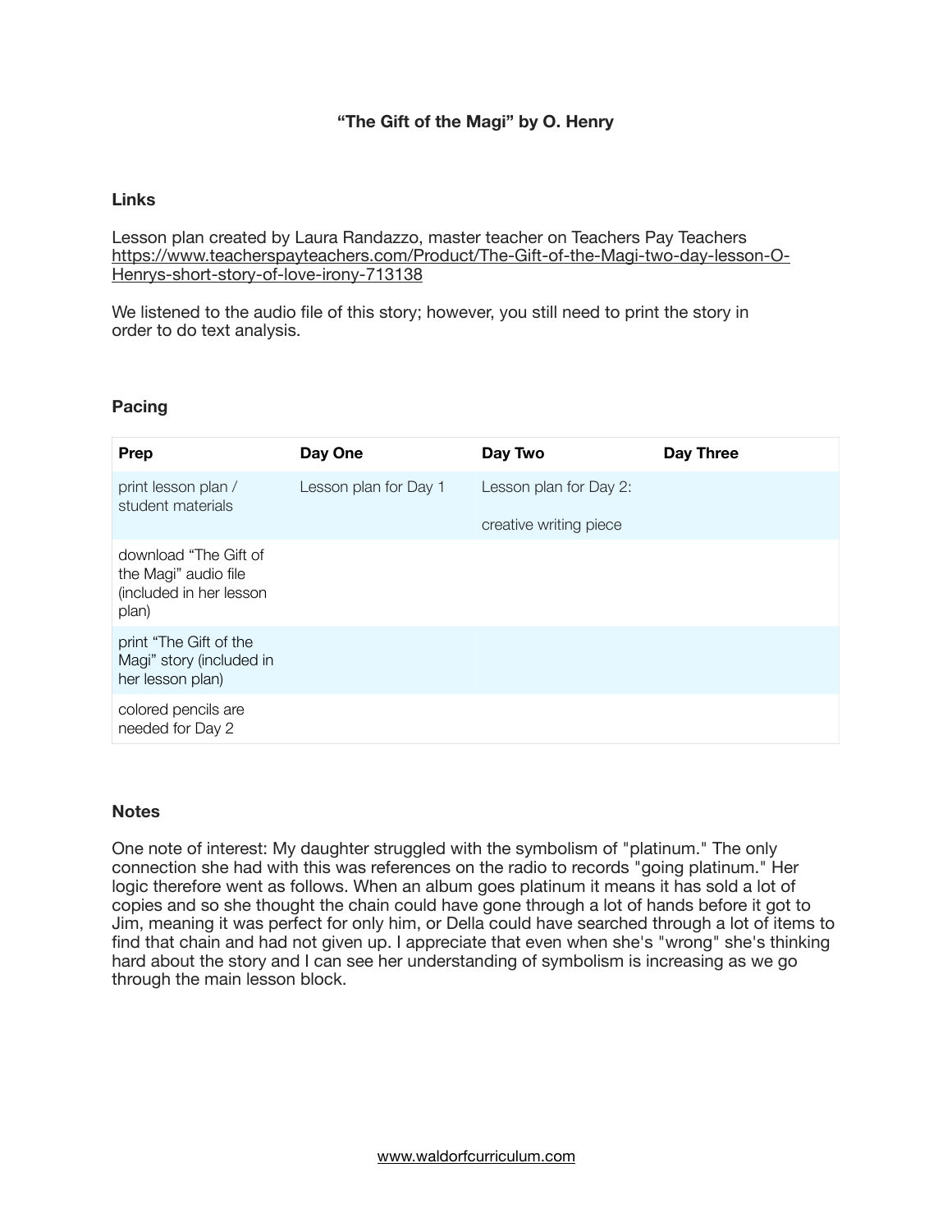**"The Gift of the Magi" by O. Henry**

### Links

Lesson plan created by Laura Randazzo, master teacher on Teachers Pay Teachers
https://www.teacherspayteachers.com/Product/The-Gift-of-the-Magi-two-day-lesson-O-Henrys-short-story-of-love-irony-713138

We listened to the audio file of this story; however, you still need to print the story in order to do text analysis.

### Pacing

| Prep | Day One | Day Two | Day Three |
|---|---|---|---|
| print lesson plan / student materials | Lesson plan for Day 1 | Lesson plan for Day 2:<br><br>creative writing piece | |
| download "The Gift of the Magi" audio file (included in her lesson plan) | | | |
| print "The Gift of the Magi" story (included in her lesson plan) | | | |
| colored pencils are needed for Day 2 | | | |

### Notes

One note of interest: My daughter struggled with the symbolism of "platinum." The only connection she had with this was references on the radio to records "going platinum." Her logic therefore went as follows. When an album goes platinum it means it has sold a lot of copies and so she thought the chain could have gone through a lot of hands before it got to Jim, meaning it was perfect for only him, or Della could have searched through a lot of items to find that chain and had not given up. I appreciate that even when she's "wrong" she's thinking hard about the story and I can see her understanding of symbolism is increasing as we go through the main lesson block.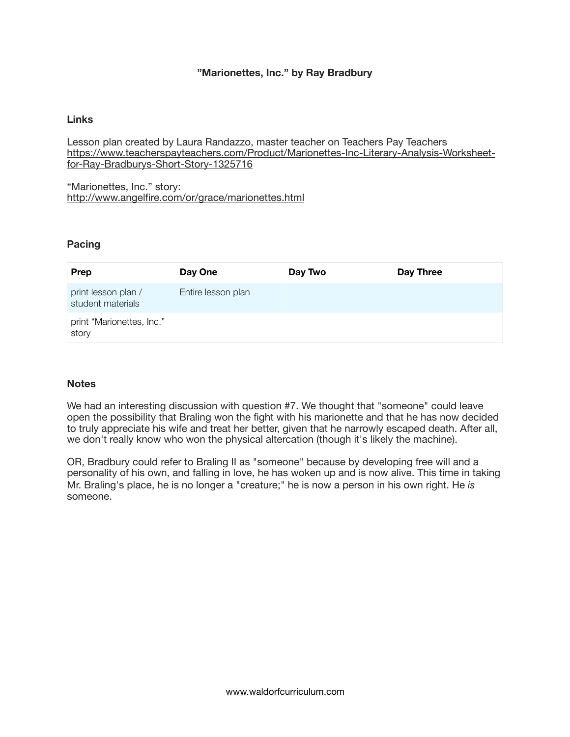# "Marionettes, Inc." by Ray Bradbury

## Links

Lesson plan created by Laura Randazzo, master teacher on Teachers Pay Teachers
https://www.teacherspayteachers.com/Product/Marionettes-Inc-Literary-Analysis-Worksheet-for-Ray-Bradburys-Short-Story-1325716

"Marionettes, Inc." story:
http://www.angelfire.com/or/grace/marionettes.html

## Pacing

| Prep | Day One | Day Two | Day Three |
| --- | --- | --- | --- |
| print lesson plan / student materials | Entire lesson plan | | |
| print "Marionettes, Inc." story | | | |

## Notes

We had an interesting discussion with question #7. We thought that "someone" could leave open the possibility that Braling won the fight with his marionette and that he has now decided to truly appreciate his wife and treat her better, given that he narrowly escaped death. After all, we don't really know who won the physical altercation (though it's likely the machine).

OR, Bradbury could refer to Braling II as "someone" because by developing free will and a personality of his own, and falling in love, he has woken up and is now alive. This time in taking Mr. Braling's place, he is no longer a "creature;" he is now a person in his own right. He *is* someone.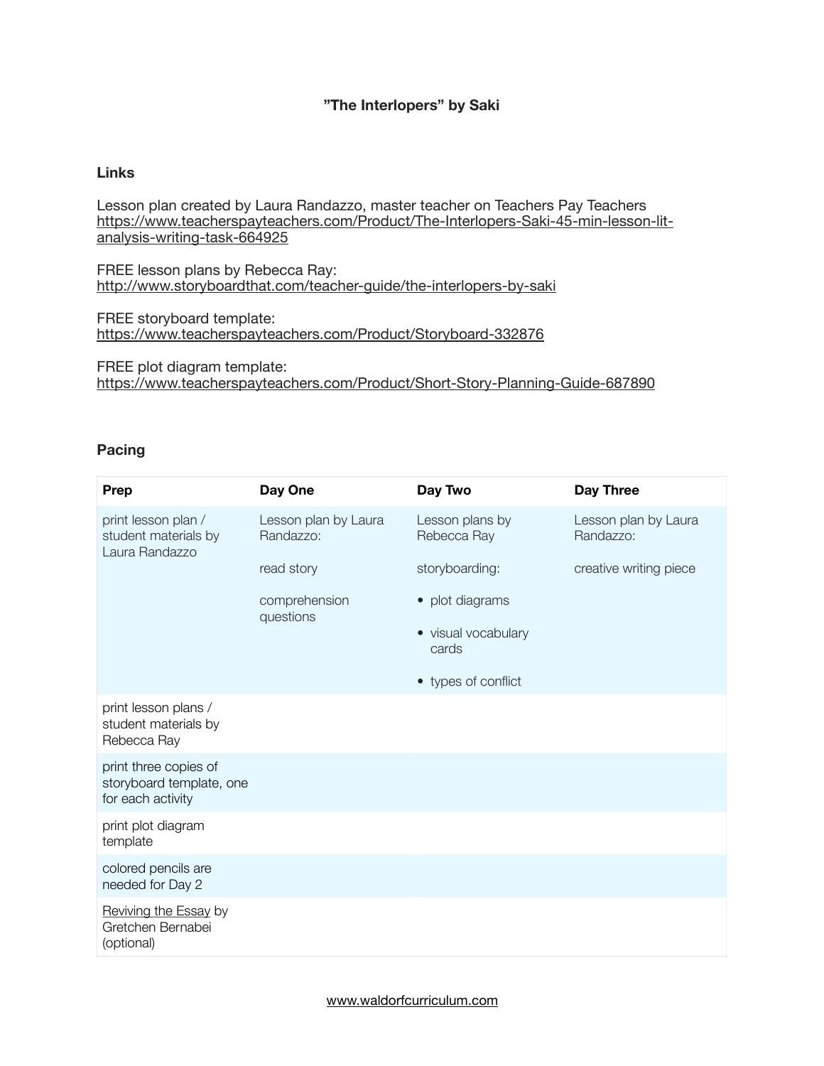# "The Interlopers" by Saki

## Links

Lesson plan created by Laura Randazzo, master teacher on Teachers Pay Teachers
https://www.teacherspayteachers.com/Product/The-Interlopers-Saki-45-min-lesson-lit-analysis-writing-task-664925

FREE lesson plans by Rebecca Ray:
http://www.storyboardthat.com/teacher-guide/the-interlopers-by-saki

FREE storyboard template:
https://www.teacherspayteachers.com/Product/Storyboard-332876

FREE plot diagram template:
https://www.teacherspayteachers.com/Product/Short-Story-Planning-Guide-687890

## Pacing

| Prep | Day One | Day Two | Day Three |
|---|---|---|---|
| print lesson plan / student materials by Laura Randazzo | Lesson plan by Laura Randazzo:<br><br>read story<br><br>comprehension questions | Lesson plans by Rebecca Ray<br><br>storyboarding:<br><br>• plot diagrams<br><br>• visual vocabulary cards<br><br>• types of conflict | Lesson plan by Laura Randazzo:<br><br>creative writing piece |
| print lesson plans / student materials by Rebecca Ray | | | |
| print three copies of storyboard template, one for each activity | | | |
| print plot diagram template | | | |
| colored pencils are needed for Day 2 | | | |
| Reviving the Essay by Gretchen Bernabei (optional) | | | |

www.waldorfcurriculum.com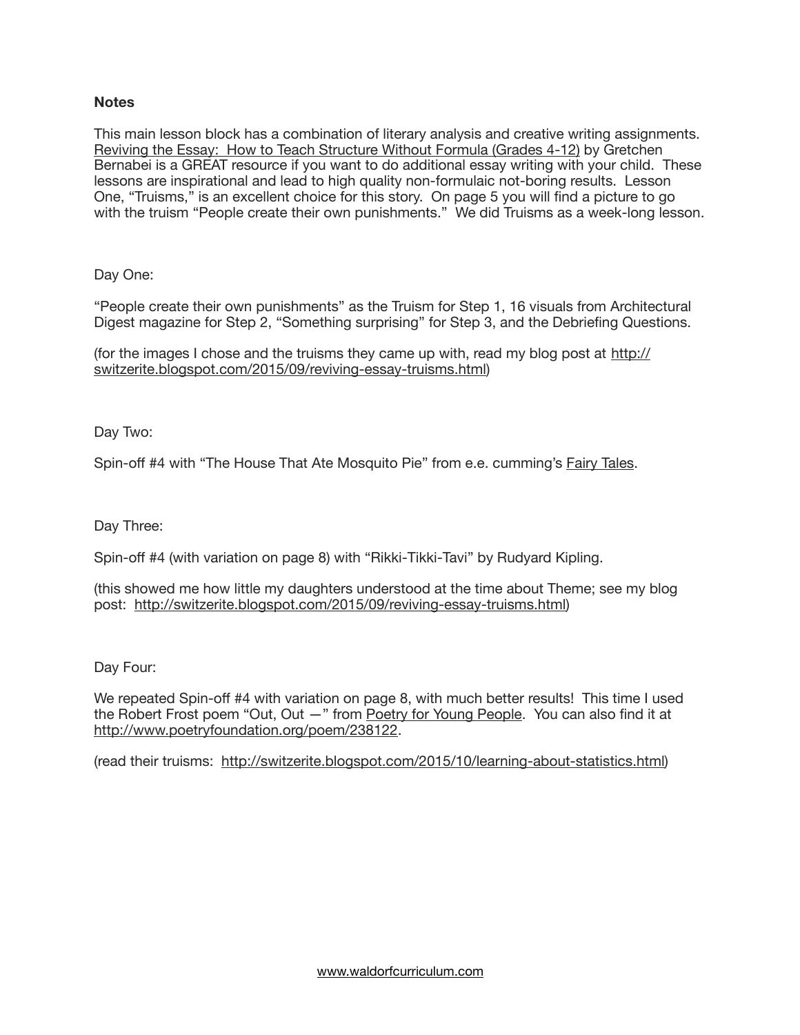## Notes

This main lesson block has a combination of literary analysis and creative writing assignments. Reviving the Essay: How to Teach Structure Without Formula (Grades 4-12) by Gretchen Bernabei is a GREAT resource if you want to do additional essay writing with your child. These lessons are inspirational and lead to high quality non-formulaic not-boring results. Lesson One, "Truisms," is an excellent choice for this story. On page 5 you will find a picture to go with the truism "People create their own punishments." We did Truisms as a week-long lesson.

Day One:

"People create their own punishments" as the Truism for Step 1, 16 visuals from Architectural Digest magazine for Step 2, "Something surprising" for Step 3, and the Debriefing Questions.

(for the images I chose and the truisms they came up with, read my blog post at http://switzerite.blogspot.com/2015/09/reviving-essay-truisms.html)

Day Two:

Spin-off #4 with "The House That Ate Mosquito Pie" from e.e. cumming's Fairy Tales.

Day Three:

Spin-off #4 (with variation on page 8) with "Rikki-Tikki-Tavi" by Rudyard Kipling.

(this showed me how little my daughters understood at the time about Theme; see my blog post: http://switzerite.blogspot.com/2015/09/reviving-essay-truisms.html)

Day Four:

We repeated Spin-off #4 with variation on page 8, with much better results! This time I used the Robert Frost poem "Out, Out —" from Poetry for Young People. You can also find it at http://www.poetryfoundation.org/poem/238122.

(read their truisms: http://switzerite.blogspot.com/2015/10/learning-about-statistics.html)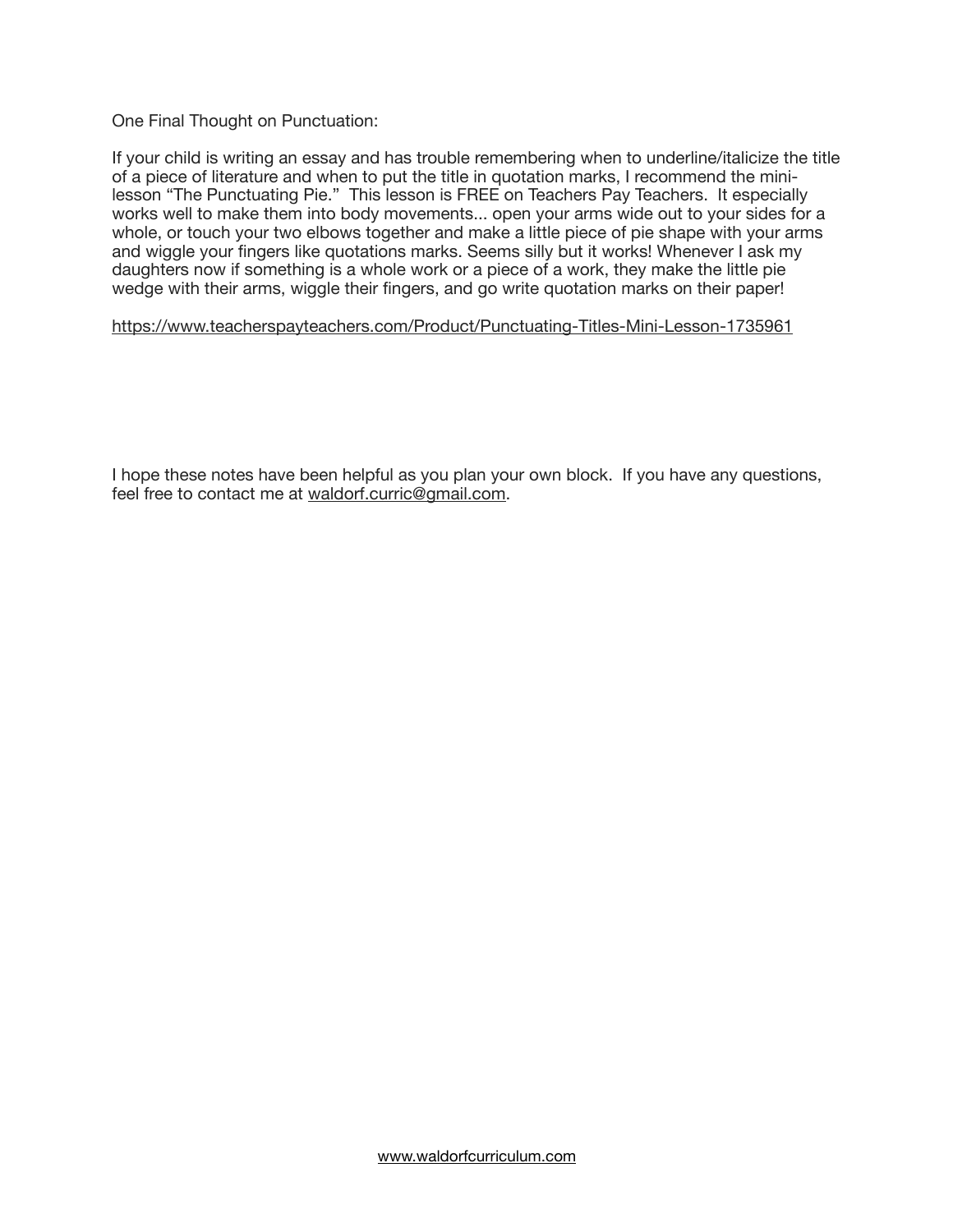One Final Thought on Punctuation:

If your child is writing an essay and has trouble remembering when to underline/italicize the title of a piece of literature and when to put the title in quotation marks, I recommend the mini-lesson "The Punctuating Pie." This lesson is FREE on Teachers Pay Teachers. It especially works well to make them into body movements... open your arms wide out to your sides for a whole, or touch your two elbows together and make a little piece of pie shape with your arms and wiggle your fingers like quotations marks. Seems silly but it works! Whenever I ask my daughters now if something is a whole work or a piece of a work, they make the little pie wedge with their arms, wiggle their fingers, and go write quotation marks on their paper!

https://www.teacherspayteachers.com/Product/Punctuating-Titles-Mini-Lesson-1735961

I hope these notes have been helpful as you plan your own block. If you have any questions, feel free to contact me at waldorf.curric@gmail.com.